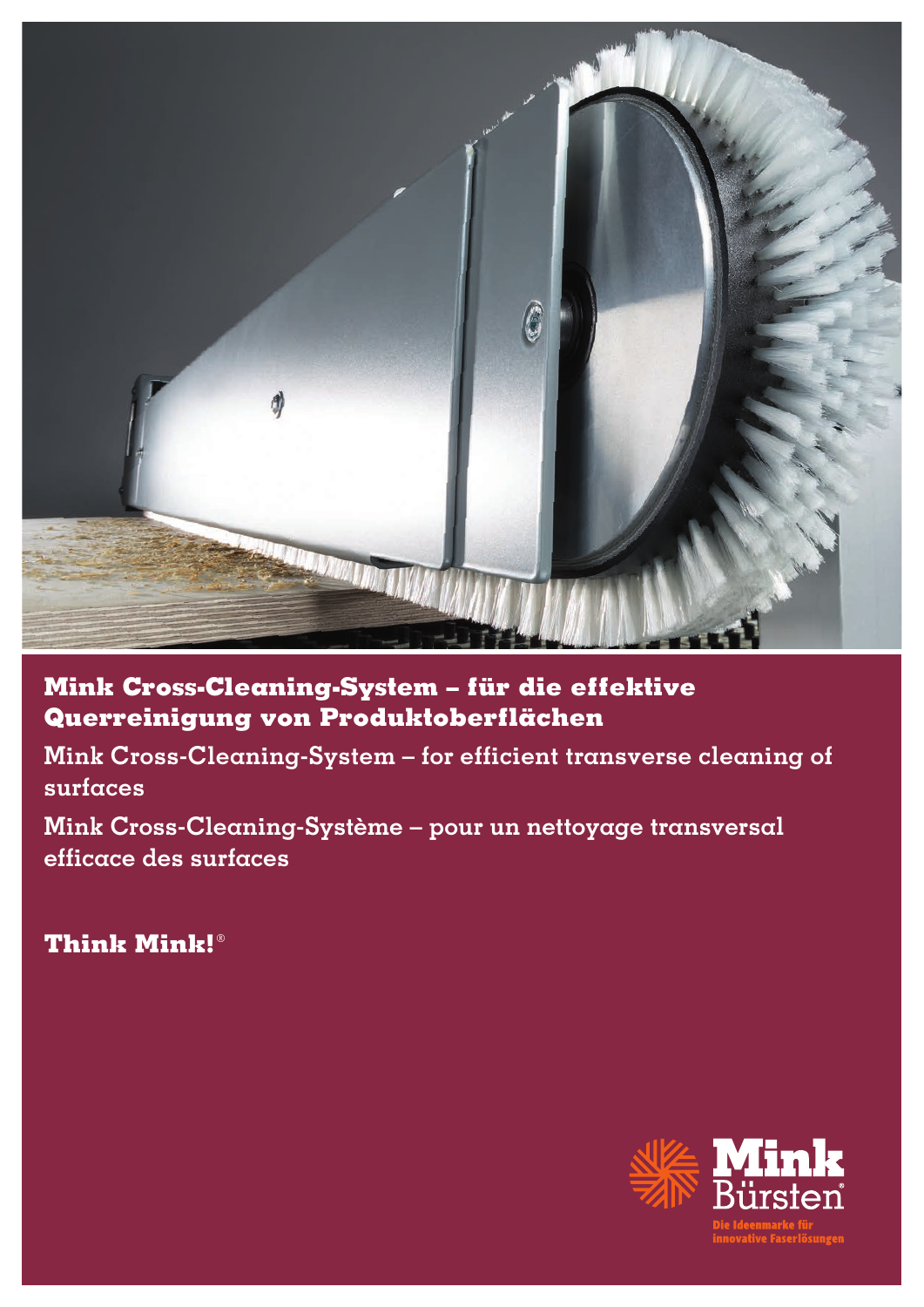# Mink Cross-Cleaning-System – für die effektive Querreinigung von Produktoberflächen

Mink Cross-Cleaning-System – for efficient transverse cleaning of surfaces

Mink Cross-Cleaning-Système – pour un nettoyage transversal efficace des surfaces

**Think Mink!®**

Mink Bürsten®

Die Ideenmarke für innovative Faserlösungen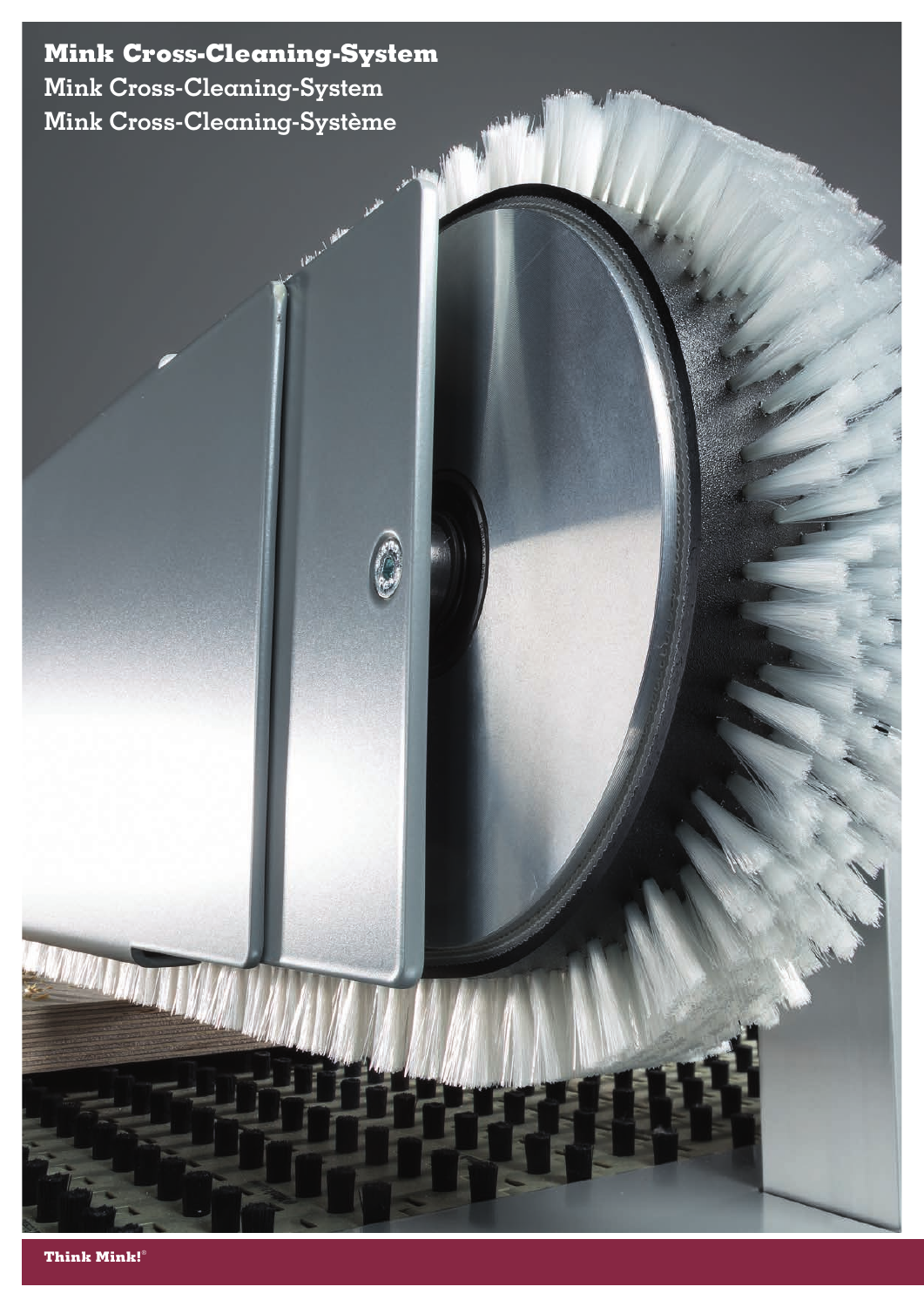# Mink Cross-Cleaning-System

Mink Cross-Cleaning-System

Mink Cross-Cleaning-Système

**Think Mink!®**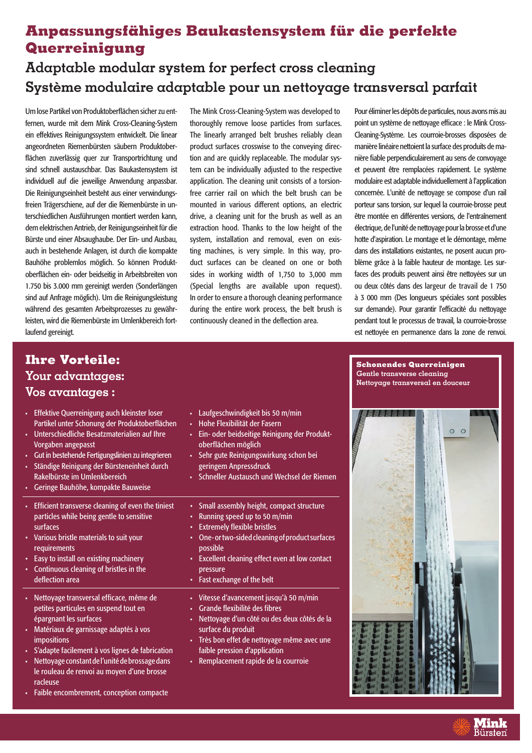# Anpassungsfähiges Baukastensystem für die perfekte Querreinigung

## Adaptable modular system for perfect cross cleaning

## Système modulaire adaptable pour un nettoyage transversal parfait

Um lose Partikel von Produktoberflächen sicher zu entfernen, wurde mit dem Mink Cross-Cleaning-System ein effektives Reinigungssystem entwickelt. Die linear angeordneten Riemenbürsten säubern Produktoberflächen zuverlässig quer zur Transportrichtung und sind schnell austauschbar. Das Baukastensystem ist individuell auf die jeweilige Anwendung anpassbar. Die Reinigungseinheit besteht aus einer verwindungsfreien Trägerschiene, auf der die Riemenbürste in unterschiedlichen Ausführungen montiert werden kann, dem elektrischen Antrieb, der Reinigungseinheit für die Bürste und einer Absaughaube. Der Ein- und Ausbau, auch in bestehende Anlagen, ist durch die kompakte Bauhöhe problemlos möglich. So können Produktoberflächen ein- oder beidseitig in Arbeitsbreiten von 1.750 bis 3.000 mm gereinigt werden (Sonderlängen sind auf Anfrage möglich). Um die Reinigungsleistung während des gesamten Arbeitsprozesses zu gewährleisten, wird die Riemenbürste im Umlenkbereich fortlaufend gereinigt.

The Mink Cross-Cleaning-System was developed to thoroughly remove loose particles from surfaces. The linearly arranged belt brushes reliably clean product surfaces crosswise to the conveying direction and are quickly replaceable. The modular system can be individually adjusted to the respective application. The cleaning unit consists of a torsion-free carrier rail on which the belt brush can be mounted in various different options, an electric drive, a cleaning unit for the brush as well as an extraction hood. Thanks to the low height of the system, installation and removal, even on existing machines, is very simple. In this way, product surfaces can be cleaned on one or both sides in working width of 1,750 to 3,000 mm (Special lengths are available upon request). In order to ensure a thorough cleaning performance during the entire work process, the belt brush is continuously cleaned in the deflection area.

Pour éliminer les dépôts de particules, nous avons mis au point un système de nettoyage efficace : le Mink Cross-Cleaning-Système. Les courroie-brosses disposées de manière linéaire nettoient la surface des produits de manière fiable perpendiculairement au sens de convoyage et peuvent être remplacées rapidement. Le système modulaire est adaptable individuellement à l'application concernée. L'unité de nettoyage se compose d'un rail porteur sans torsion, sur lequel la courroie-brosse peut être montée en différentes versions, de l'entraînement électrique, de l'unité de nettoyage pour la brosse et d'une hotte d'aspiration. Le montage et le démontage, même dans des installations existantes, ne posent aucun problème grâce à la faible hauteur de montage. Les surfaces des produits peuvent ainsi être nettoyées sur un ou deux côtés dans des largeur de travail de 1 750 à 3 000 mm (Des longueurs spéciales sont possibles sur demande). Pour garantir l'efficacité du nettoyage pendant tout le processus de travail, la courroie-brosse est nettoyée en permanence dans la zone de renvoi.

## Ihre Vorteile:
## Your advantages:
## Vos avantages :

- Effektive Querreinigung auch kleinster loser Partikel unter Schonung der Produktoberflächen
- Unterschiedliche Besatzmaterialien auf Ihre Vorgaben angepasst
- Gut in bestehende Fertigungslinien zu integrieren
- Ständige Reinigung der Bürsteneinheit durch Rakelbürste im Umlenkbereich
- Geringe Bauhöhe, kompakte Bauweise
- Laufgeschwindigkeit bis 50 m/min
- Hohe Flexibilität der Fasern
- Ein- oder beidseitige Reinigung der Produktoberflächen möglich
- Sehr gute Reinigungswirkung schon bei geringem Anpressdruck
- Schneller Austausch und Wechsel der Riemen

---

- Efficient transverse cleaning of even the tiniest particles while being gentle to sensitive surfaces
- Various bristle materials to suit your requirements
- Easy to install on existing machinery
- Continuous cleaning of bristles in the deflection area
- Small assembly height, compact structure
- Running speed up to 50 m/min
- Extremely flexible bristles
- One- or two-sided cleaning of product surfaces possible
- Excellent cleaning effect even at low contact pressure
- Fast exchange of the belt

---

- Nettoyage transversal efficace, même de petites particules en suspend tout en épargnant les surfaces
- Matériaux de garnissage adaptés à vos impositions
- S'adapte facilement à vos lignes de fabrication
- Nettoyage constant de l'unité de brossage dans le rouleau de renvoi au moyen d'une brosse racleuse
- Faible encombrement, conception compacte
- Vitesse d'avancement jusqu'à 50 m/min
- Grande flexibilité des fibres
- Nettoyage d'un côté ou des deux côtés de la surface du produit
- Très bon effet de nettoyage même avec une faible pression d'application
- Remplacement rapide de la courroie

**Schonendes Querreinigen**
**Gentle transverse cleaning**
**Nettoyage transversal en douceur**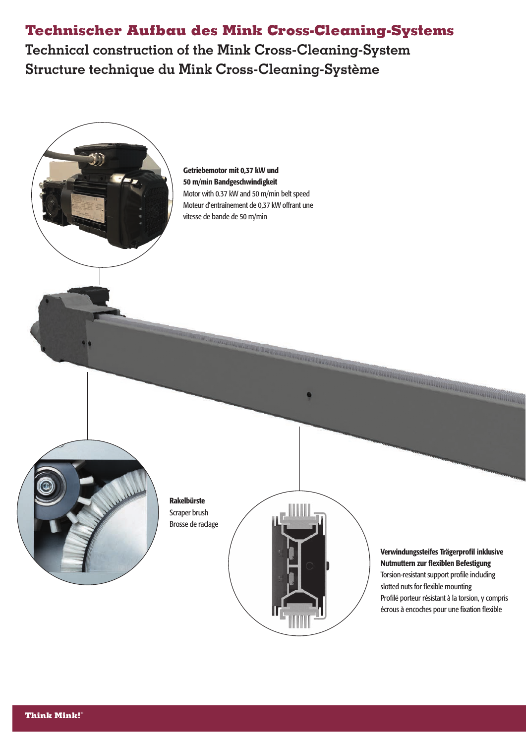# Technischer Aufbau des Mink Cross-Cleaning-Systems

## Technical construction of the Mink Cross-Cleaning-System

## Structure technique du Mink Cross-Cleaning-Système

**Getriebemotor mit 0,37 kW und 50 m/min Bandgeschwindigkeit**
Motor with 0.37 kW and 50 m/min belt speed
Moteur d'entraînement de 0,37 kW offrant une vitesse de bande de 50 m/min

**Rakelbürste**
Scraper brush
Brosse de raclage

**Verwindungssteifes Trägerprofil inklusive Nutmuttern zur flexiblen Befestigung**
Torsion-resistant support profile including slotted nuts for flexible mounting
Profilé porteur résistant à la torsion, y compris écrous à encoches pour une fixation flexible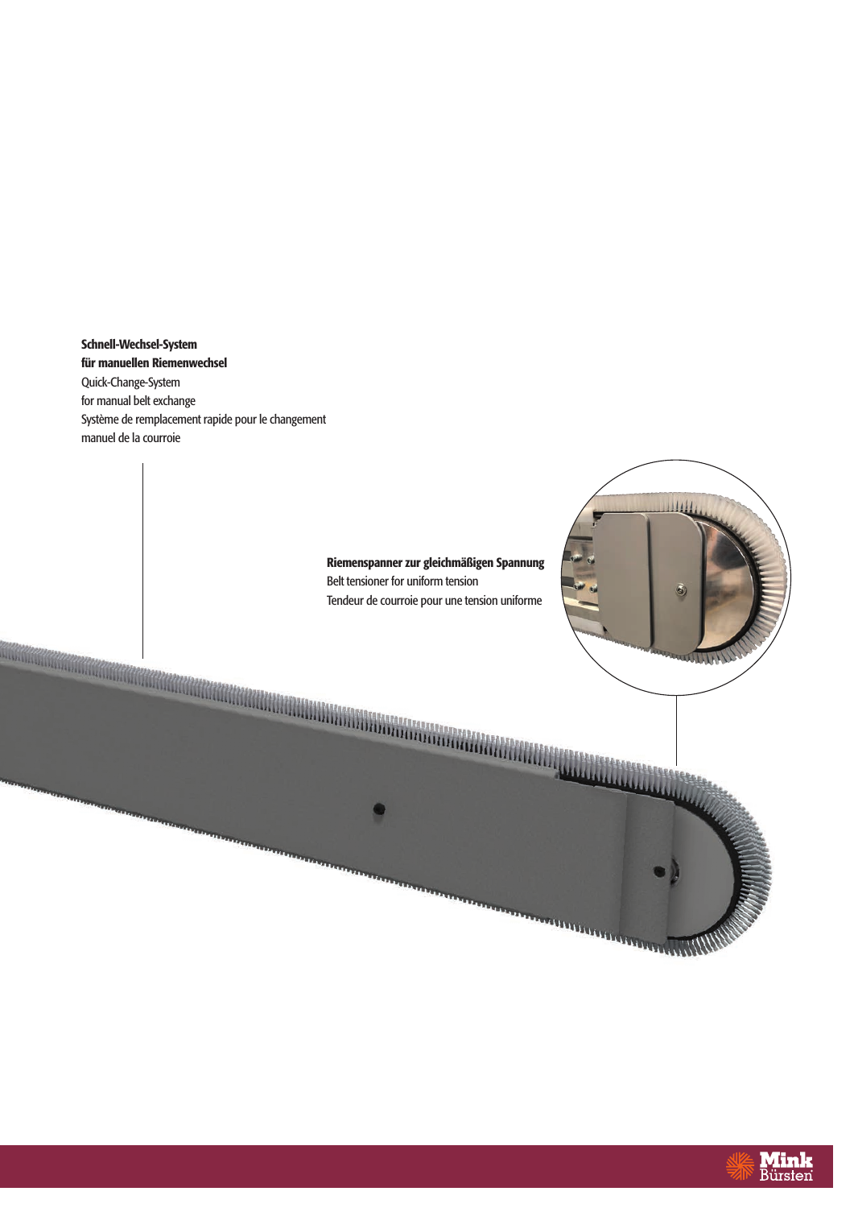**Schnell-Wechsel-System für manuellen Riemenwechsel**
Quick-Change-System for manual belt exchange
Système de remplacement rapide pour le changement manuel de la courroie

**Riemenspanner zur gleichmäßigen Spannung**
Belt tensioner for uniform tension
Tendeur de courroie pour une tension uniforme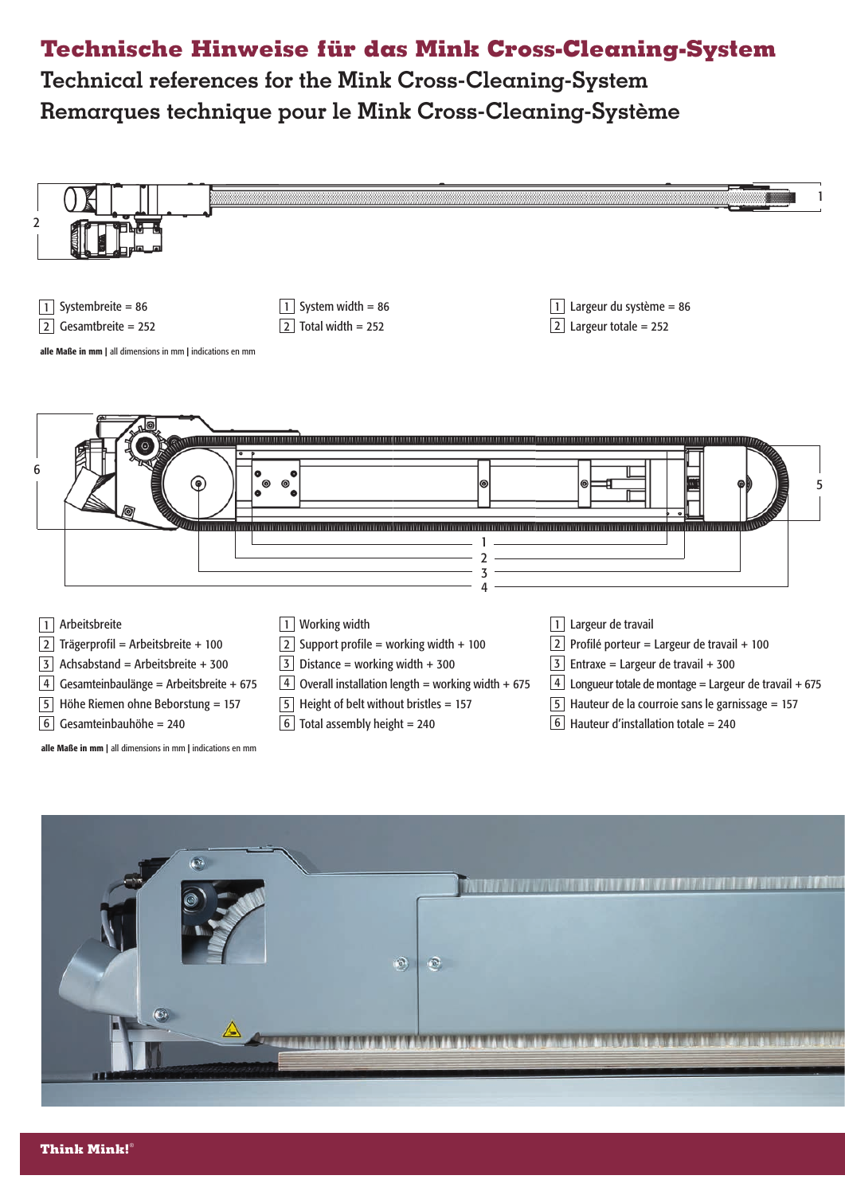# Technische Hinweise für das Mink Cross-Cleaning-System

## Technical references for the Mink Cross-Cleaning-System

## Remarques technique pour le Mink Cross-Cleaning-Système

1 Systembreite = 86
2 Gesamtbreite = 252

1 System width = 86
2 Total width = 252

1 Largeur du système = 86
2 Largeur totale = 252

**alle Maße in mm** | all dimensions in mm | indications en mm

1 Arbeitsbreite
2 Trägerprofil = Arbeitsbreite + 100
3 Achsabstand = Arbeitsbreite + 300
4 Gesamteinbaulänge = Arbeitsbreite + 675
5 Höhe Riemen ohne Beborstung = 157
6 Gesamteinbauhöhe = 240

1 Working width
2 Support profile = working width + 100
3 Distance = working width + 300
4 Overall installation length = working width + 675
5 Height of belt without bristles = 157
6 Total assembly height = 240

1 Largeur de travail
2 Profilé porteur = Largeur de travail + 100
3 Entraxe = Largeur de travail + 300
4 Longueur totale de montage = Largeur de travail + 675
5 Hauteur de la courroie sans le garnissage = 157
6 Hauteur d'installation totale = 240

**alle Maße in mm** | all dimensions in mm | indications en mm

**Think Mink!**®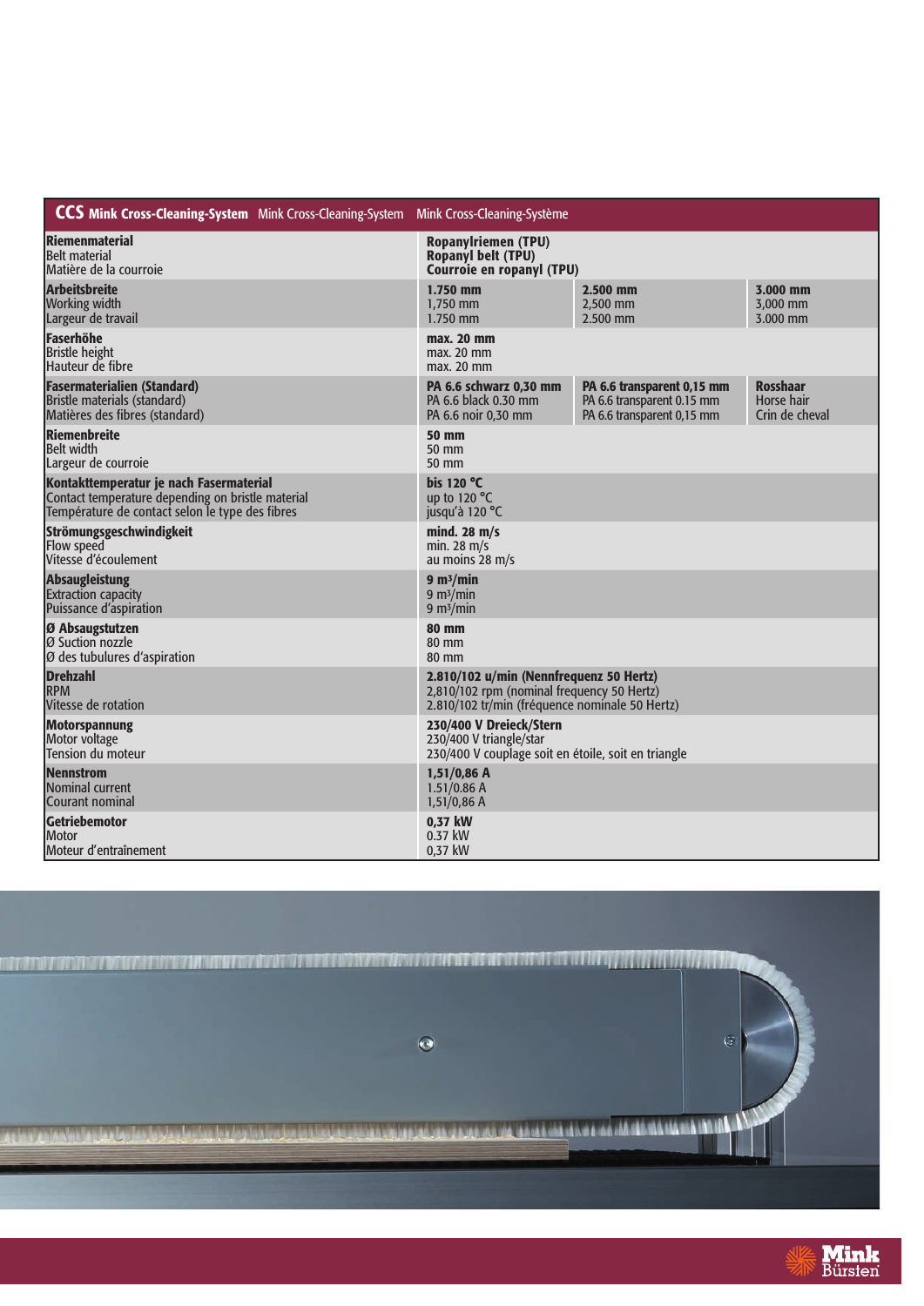| **CCS Mink Cross-Cleaning-System** Mink Cross-Cleaning-System Mink Cross-Cleaning-Système | | | |
|---|---|---|---|
| **Riemenmaterial**<br>Belt material<br>Matière de la courroie | **Ropanylriemen (TPU)**<br>**Ropanyl belt (TPU)**<br>**Courroie en ropanyl (TPU)** | | |
| **Arbeitsbreite**<br>Working width<br>Largeur de travail | **1.750 mm**<br>1,750 mm<br>1.750 mm | **2.500 mm**<br>2,500 mm<br>2.500 mm | **3.000 mm**<br>3,000 mm<br>3.000 mm |
| **Faserhöhe**<br>Bristle height<br>Hauteur de fibre | **max. 20 mm**<br>max. 20 mm<br>max. 20 mm | | |
| **Fasermaterialien (Standard)**<br>Bristle materials (standard)<br>Matières des fibres (standard) | **PA 6.6 schwarz 0,30 mm**<br>PA 6.6 black 0.30 mm<br>PA 6.6 noir 0,30 mm | **PA 6.6 transparent 0,15 mm**<br>PA 6.6 transparent 0.15 mm<br>PA 6.6 transparent 0,15 mm | **Rosshaar**<br>Horse hair<br>Crin de cheval |
| **Riemenbreite**<br>Belt width<br>Largeur de courroie | **50 mm**<br>50 mm<br>50 mm | | |
| **Kontakttemperatur je nach Fasermaterial**<br>Contact temperature depending on bristle material<br>Température de contact selon le type des fibres | **bis 120 °C**<br>up to 120 °C<br>jusqu'à 120 °C | | |
| **Strömungsgeschwindigkeit**<br>Flow speed<br>Vitesse d'écoulement | **mind. 28 m/s**<br>min. 28 m/s<br>au moins 28 m/s | | |
| **Absaugleistung**<br>Extraction capacity<br>Puissance d'aspiration | **9 m³/min**<br>9 m³/min<br>9 m³/min | | |
| **Ø Absaugstutzen**<br>Ø Suction nozzle<br>Ø des tubulures d'aspiration | **80 mm**<br>80 mm<br>80 mm | | |
| **Drehzahl**<br>RPM<br>Vitesse de rotation | **2.810/102 u/min (Nennfrequenz 50 Hertz)**<br>2,810/102 rpm (nominal frequency 50 Hertz)<br>2.810/102 tr/min (fréquence nominale 50 Hertz) | | |
| **Motorspannung**<br>Motor voltage<br>Tension du moteur | **230/400 V Dreieck/Stern**<br>230/400 V triangle/star<br>230/400 V couplage soit en étoile, soit en triangle | | |
| **Nennstrom**<br>Nominal current<br>Courant nominal | **1,51/0,86 A**<br>1.51/0.86 A<br>1,51/0,86 A | | |
| **Getriebemotor**<br>Motor<br>Moteur d'entraînement | **0,37 kW**<br>0.37 kW<br>0,37 kW | | |

Mink Bürsten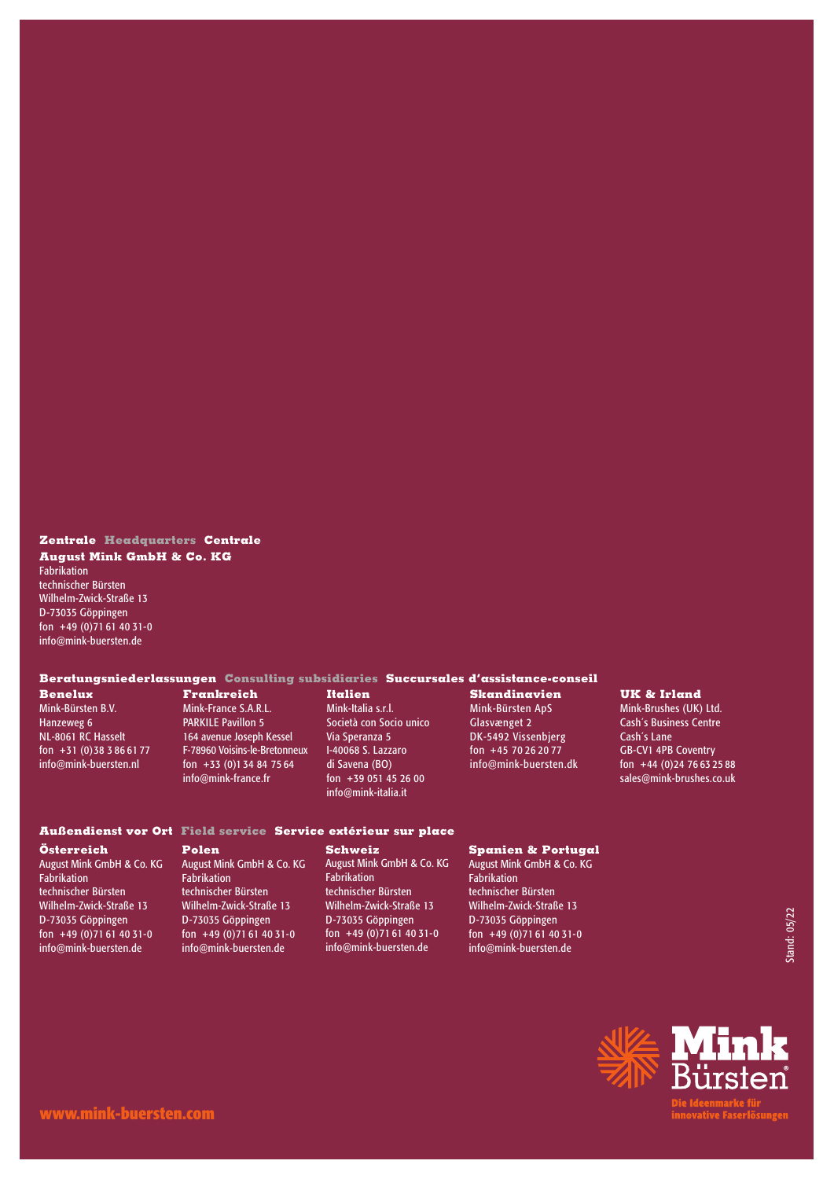## Zentrale Headquarters Centrale

**August Mink GmbH & Co. KG**
Fabrikation
technischer Bürsten
Wilhelm-Zwick-Straße 13
D-73035 Göppingen
fon +49 (0)71 61 40 31-0
info@mink-buersten.de

## Beratungsniederlassungen Consulting subsidiaries Succursales d'assistance-conseil

**Benelux**
Mink-Bürsten B.V.
Hanzeweg 6
NL-8061 RC Hasselt
fon +31 (0)38 3 86 61 77
info@mink-buersten.nl

**Frankreich**
Mink-France S.A.R.L.
PARKILE Pavillon 5
164 avenue Joseph Kessel
F-78960 Voisins-le-Bretonneux
fon +33 (0)1 34 84 75 64
info@mink-france.fr

**Italien**
Mink-Italia s.r.l.
Società con Socio unico
Via Speranza 5
I-40068 S. Lazzaro
di Savena (BO)
fon +39 051 45 26 00
info@mink-italia.it

**Skandinavien**
Mink-Bürsten ApS
Glasvænget 2
DK-5492 Vissenbjerg
fon +45 70 26 20 77
info@mink-buersten.dk

**UK & Irland**
Mink-Brushes (UK) Ltd.
Cash´s Business Centre
Cash´s Lane
GB-CV1 4PB Coventry
fon +44 (0)24 76 63 25 88
sales@mink-brushes.co.uk

## Außendienst vor Ort Field service Service extérieur sur place

**Österreich**
August Mink GmbH & Co. KG
Fabrikation
technischer Bürsten
Wilhelm-Zwick-Straße 13
D-73035 Göppingen
fon +49 (0)71 61 40 31-0
info@mink-buersten.de

**Polen**
August Mink GmbH & Co. KG
Fabrikation
technischer Bürsten
Wilhelm-Zwick-Straße 13
D-73035 Göppingen
fon +49 (0)71 61 40 31-0
info@mink-buersten.de

**Schweiz**
August Mink GmbH & Co. KG
Fabrikation
technischer Bürsten
Wilhelm-Zwick-Straße 13
D-73035 Göppingen
fon +49 (0)71 61 40 31-0
info@mink-buersten.de

**Spanien & Portugal**
August Mink GmbH & Co. KG
Fabrikation
technischer Bürsten
Wilhelm-Zwick-Straße 13
D-73035 Göppingen
fon +49 (0)71 61 40 31-0
info@mink-buersten.de

Stand: 05/22

Mink Bürsten®
Die Ideenmarke für innovative Faserlösungen

www.mink-buersten.com